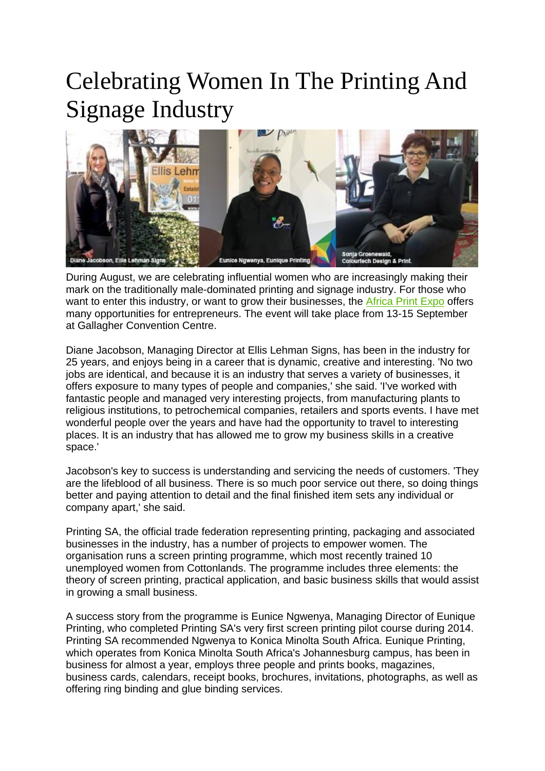# Celebrating Women In The Printing And Signage Industry

Diane Jacobson, Ellis Lehman Signs. Eunice Ngwenya, Eunique Printing. Sonja Groenewald, Colourtech Design & Print.

During August, we are celebrating influential women who are increasingly making their mark on the traditionally male-dominated printing and signage industry. For those who want to enter this industry, or want to grow their businesses, the Africa Print Expo offers many opportunities for entrepreneurs. The event will take place from 13-15 September at Gallagher Convention Centre.

Diane Jacobson, Managing Director at Ellis Lehman Signs, has been in the industry for 25 years, and enjoys being in a career that is dynamic, creative and interesting. 'No two jobs are identical, and because it is an industry that serves a variety of businesses, it offers exposure to many types of people and companies,' she said. 'I've worked with fantastic people and managed very interesting projects, from manufacturing plants to religious institutions, to petrochemical companies, retailers and sports events. I have met wonderful people over the years and have had the opportunity to travel to interesting places. It is an industry that has allowed me to grow my business skills in a creative space.'

Jacobson's key to success is understanding and servicing the needs of customers. 'They are the lifeblood of all business. There is so much poor service out there, so doing things better and paying attention to detail and the final finished item sets any individual or company apart,' she said.

Printing SA, the official trade federation representing printing, packaging and associated businesses in the industry, has a number of projects to empower women. The organisation runs a screen printing programme, which most recently trained 10 unemployed women from Cottonlands. The programme includes three elements: the theory of screen printing, practical application, and basic business skills that would assist in growing a small business.

A success story from the programme is Eunice Ngwenya, Managing Director of Eunique Printing, who completed Printing SA's very first screen printing pilot course during 2014. Printing SA recommended Ngwenya to Konica Minolta South Africa. Eunique Printing, which operates from Konica Minolta South Africa's Johannesburg campus, has been in business for almost a year, employs three people and prints books, magazines, business cards, calendars, receipt books, brochures, invitations, photographs, as well as offering ring binding and glue binding services.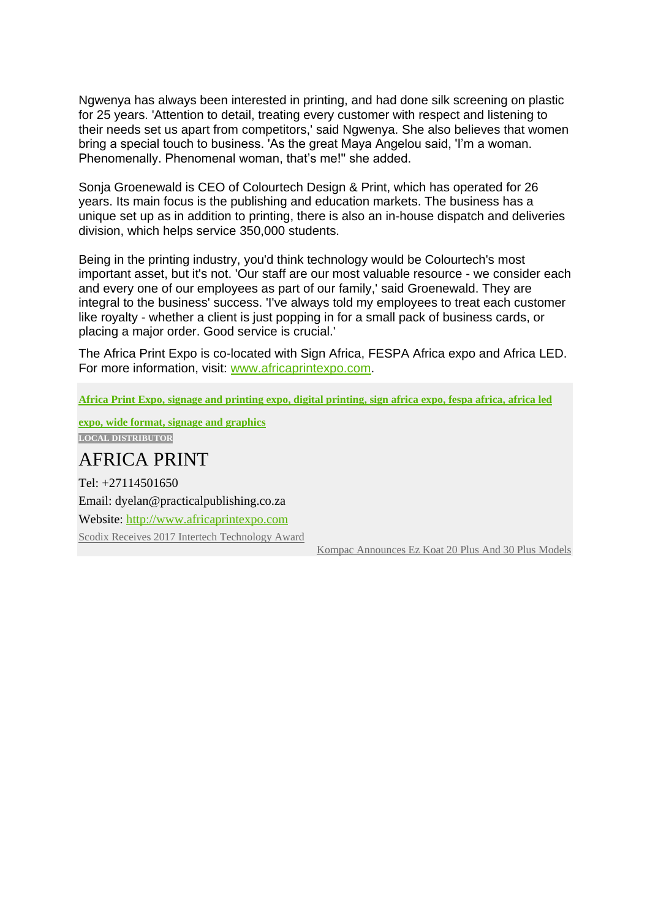Ngwenya has always been interested in printing, and had done silk screening on plastic for 25 years. 'Attention to detail, treating every customer with respect and listening to their needs set us apart from competitors,' said Ngwenya. She also believes that women bring a special touch to business. 'As the great Maya Angelou said, 'I'm a woman. Phenomenally. Phenomenal woman, that's me!" she added.

Sonja Groenewald is CEO of Colourtech Design & Print, which has operated for 26 years. Its main focus is the publishing and education markets. The business has a unique set up as in addition to printing, there is also an in-house dispatch and deliveries division, which helps service 350,000 students.

Being in the printing industry, you'd think technology would be Colourtech's most important asset, but it's not. 'Our staff are our most valuable resource - we consider each and every one of our employees as part of our family,' said Groenewald. They are integral to the business' success. 'I've always told my employees to treat each customer like royalty - whether a client is just popping in for a small pack of business cards, or placing a major order. Good service is crucial.'

The Africa Print Expo is co-located with Sign Africa, FESPA Africa expo and Africa LED. For more information, visit: www.africaprintexpo.com.

**Africa Print Expo, signage and printing expo, digital printing, sign africa expo, fespa africa, africa led expo, wide format, signage and graphics**

**LOCAL DISTRIBUTOR**

# AFRICA PRINT

Tel: +27114501650

Email: dyelan@practicalpublishing.co.za

Website: http://www.africaprintexpo.com

Scodix Receives 2017 Intertech Technology Award

Kompac Announces Ez Koat 20 Plus And 30 Plus Models